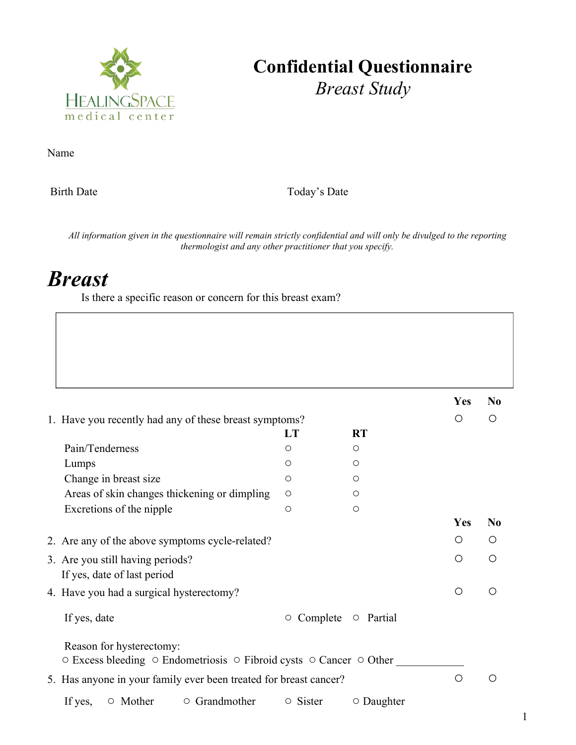HEALINGSPACE
medical center

# Confidential Questionnaire

*Breast Study*

Name

Birth Date　　　　　　　　　　　　Today's Date

*All information given in the questionnaire will remain strictly confidential and will only be divulged to the reporting thermologist and any other practitioner that you specify.*

## *Breast*

Is there a specific reason or concern for this breast exam?

| |
|---|
| |

| | | | Yes | No |
|---|---|---|---|---|
| 1. Have you recently had any of these breast symptoms? | | | ○ | ○ |
| | **LT** | **RT** | | |
| Pain/Tenderness | ○ | ○ | | |
| Lumps | ○ | ○ | | |
| Change in breast size | ○ | ○ | | |
| Areas of skin changes thickening or dimpling | ○ | ○ | | |
| Excretions of the nipple | ○ | ○ | | |

| | Yes | No |
|---|---|---|
| 2. Are any of the above symptoms cycle-related? | ○ | ○ |
| 3. Are you still having periods? | ○ | ○ |
| If yes, date of last period | | |
| 4. Have you had a surgical hysterectomy? | ○ | ○ |

If yes, date　　　　○ Complete　○ Partial

Reason for hysterectomy:

○ Excess bleeding ○ Endometriosis ○ Fibroid cysts ○ Cancer ○ Other ____________

| | Yes | No |
|---|---|---|
| 5. Has anyone in your family ever been treated for breast cancer? | ○ | ○ |

If yes,　○ Mother　○ Grandmother　○ Sister　○ Daughter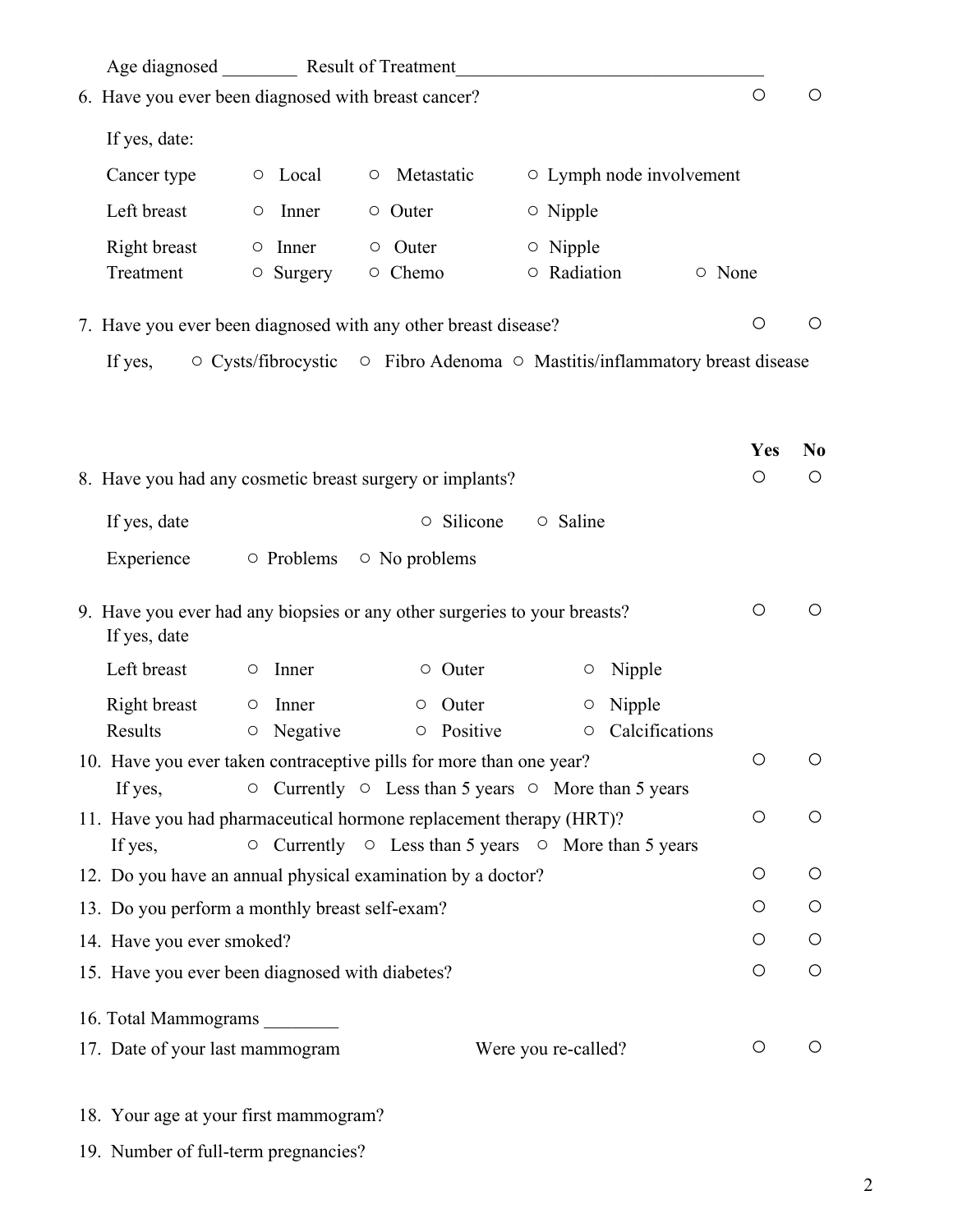Age diagnosed ________ Result of Treatment________________________________

6. Have you ever been diagnosed with breast cancer? ○ ○

If yes, date:

| | | | | |
|---|---|---|---|---|
| Cancer type | ○ Local | ○ Metastatic | ○ Lymph node involvement | |
| Left breast | ○ Inner | ○ Outer | ○ Nipple | |
| Right breast | ○ Inner | ○ Outer | ○ Nipple | |
| Treatment | ○ Surgery | ○ Chemo | ○ Radiation | ○ None |

7. Have you ever been diagnosed with any other breast disease? ○ ○

If yes, ○ Cysts/fibrocystic ○ Fibro Adenoma ○ Mastitis/inflammatory breast disease

| | Yes | No |
|---|---|---|
| 8. Have you had any cosmetic breast surgery or implants? | ○ | ○ |

If yes, date ○ Silicone ○ Saline

Experience ○ Problems ○ No problems

9. Have you ever had any biopsies or any other surgeries to your breasts? ○ ○
If yes, date

| | | | |
|---|---|---|---|
| Left breast | ○ Inner | ○ Outer | ○ Nipple |
| Right breast | ○ Inner | ○ Outer | ○ Nipple |
| Results | ○ Negative | ○ Positive | ○ Calcifications |

10. Have you ever taken contraceptive pills for more than one year? ○ ○
If yes, ○ Currently ○ Less than 5 years ○ More than 5 years

11. Have you had pharmaceutical hormone replacement therapy (HRT)? ○ ○
If yes, ○ Currently ○ Less than 5 years ○ More than 5 years

12. Do you have an annual physical examination by a doctor? ○ ○

13. Do you perform a monthly breast self-exam? ○ ○

14. Have you ever smoked? ○ ○

15. Have you ever been diagnosed with diabetes? ○ ○

16. Total Mammograms ________

17. Date of your last mammogram Were you re-called? ○ ○

18. Your age at your first mammogram?

19. Number of full-term pregnancies?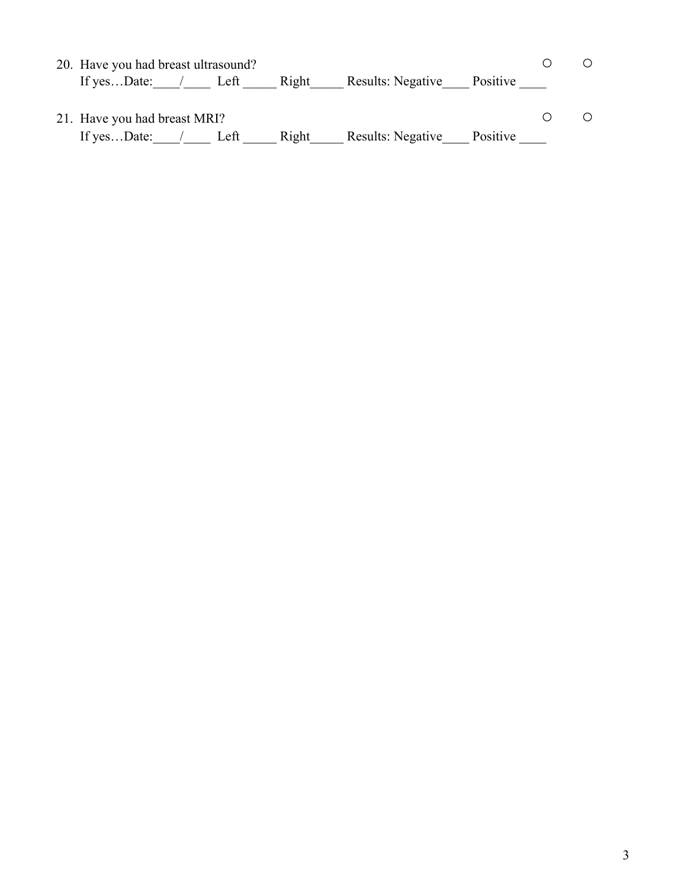20. Have you had breast ultrasound? ○ ○
    If yes…Date:____/____ Left _____ Right_____ Results: Negative____ Positive ____

21. Have you had breast MRI? ○ ○
    If yes…Date:____/____ Left _____ Right_____ Results: Negative____ Positive ____